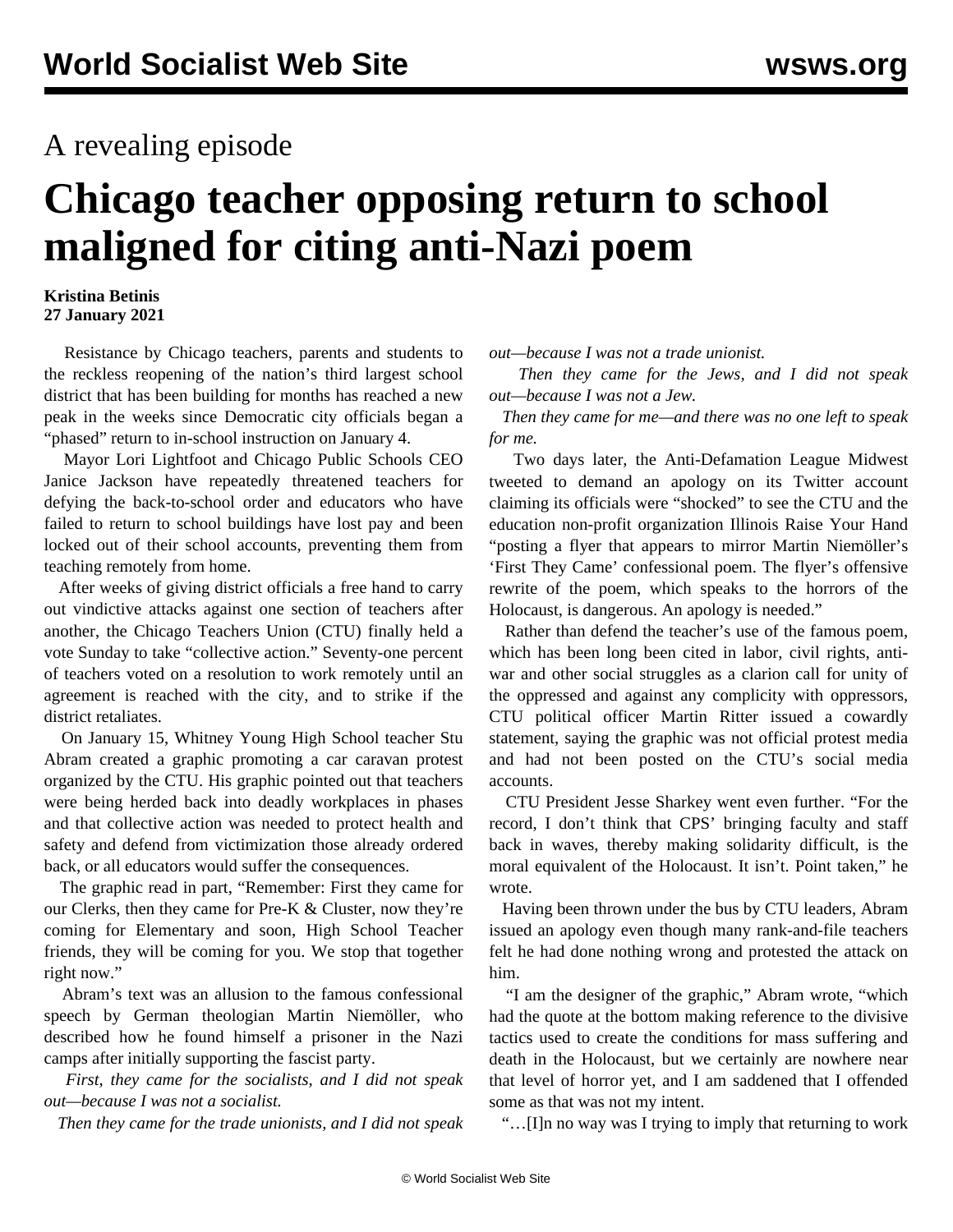A revealing episode

# Chicago teacher opposing return to school maligned for citing anti-Nazi poem

**Kristina Betinis**
**27 January 2021**

Resistance by Chicago teachers, parents and students to the reckless reopening of the nation's third largest school district that has been building for months has reached a new peak in the weeks since Democratic city officials began a "phased" return to in-school instruction on January 4.

Mayor Lori Lightfoot and Chicago Public Schools CEO Janice Jackson have repeatedly threatened teachers for defying the back-to-school order and educators who have failed to return to school buildings have lost pay and been locked out of their school accounts, preventing them from teaching remotely from home.

After weeks of giving district officials a free hand to carry out vindictive attacks against one section of teachers after another, the Chicago Teachers Union (CTU) finally held a vote Sunday to take "collective action." Seventy-one percent of teachers voted on a resolution to work remotely until an agreement is reached with the city, and to strike if the district retaliates.

On January 15, Whitney Young High School teacher Stu Abram created a graphic promoting a car caravan protest organized by the CTU. His graphic pointed out that teachers were being herded back into deadly workplaces in phases and that collective action was needed to protect health and safety and defend from victimization those already ordered back, or all educators would suffer the consequences.

The graphic read in part, "Remember: First they came for our Clerks, then they came for Pre-K & Cluster, now they're coming for Elementary and soon, High School Teacher friends, they will be coming for you. We stop that together right now."

Abram's text was an allusion to the famous confessional speech by German theologian Martin Niemöller, who described how he found himself a prisoner in the Nazi camps after initially supporting the fascist party.

*First, they came for the socialists, and I did not speak out—because I was not a socialist.*

*Then they came for the trade unionists, and I did not speak out—because I was not a trade unionist.*

*Then they came for the Jews, and I did not speak out—because I was not a Jew.*

*Then they came for me—and there was no one left to speak for me.*

Two days later, the Anti-Defamation League Midwest tweeted to demand an apology on its Twitter account claiming its officials were "shocked" to see the CTU and the education non-profit organization Illinois Raise Your Hand "posting a flyer that appears to mirror Martin Niemöller's 'First They Came' confessional poem. The flyer's offensive rewrite of the poem, which speaks to the horrors of the Holocaust, is dangerous. An apology is needed."

Rather than defend the teacher's use of the famous poem, which has been long been cited in labor, civil rights, anti-war and other social struggles as a clarion call for unity of the oppressed and against any complicity with oppressors, CTU political officer Martin Ritter issued a cowardly statement, saying the graphic was not official protest media and had not been posted on the CTU's social media accounts.

CTU President Jesse Sharkey went even further. "For the record, I don't think that CPS' bringing faculty and staff back in waves, thereby making solidarity difficult, is the moral equivalent of the Holocaust. It isn't. Point taken," he wrote.

Having been thrown under the bus by CTU leaders, Abram issued an apology even though many rank-and-file teachers felt he had done nothing wrong and protested the attack on him.

"I am the designer of the graphic," Abram wrote, "which had the quote at the bottom making reference to the divisive tactics used to create the conditions for mass suffering and death in the Holocaust, but we certainly are nowhere near that level of horror yet, and I am saddened that I offended some as that was not my intent.

"…[I]n no way was I trying to imply that returning to work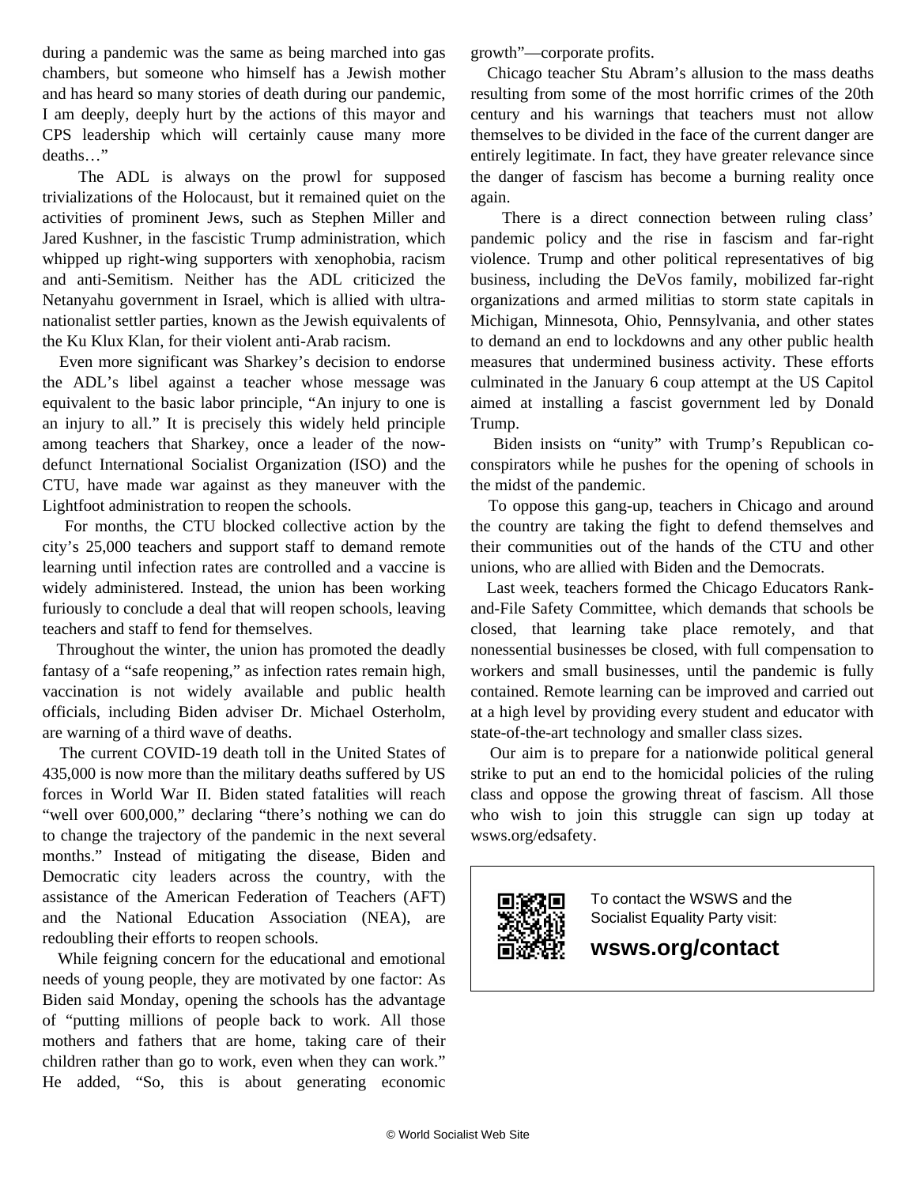during a pandemic was the same as being marched into gas chambers, but someone who himself has a Jewish mother and has heard so many stories of death during our pandemic, I am deeply, deeply hurt by the actions of this mayor and CPS leadership which will certainly cause many more deaths…"

The ADL is always on the prowl for supposed trivializations of the Holocaust, but it remained quiet on the activities of prominent Jews, such as Stephen Miller and Jared Kushner, in the fascistic Trump administration, which whipped up right-wing supporters with xenophobia, racism and anti-Semitism. Neither has the ADL criticized the Netanyahu government in Israel, which is allied with ultra-nationalist settler parties, known as the Jewish equivalents of the Ku Klux Klan, for their violent anti-Arab racism.

Even more significant was Sharkey's decision to endorse the ADL's libel against a teacher whose message was equivalent to the basic labor principle, "An injury to one is an injury to all." It is precisely this widely held principle among teachers that Sharkey, once a leader of the now-defunct International Socialist Organization (ISO) and the CTU, have made war against as they maneuver with the Lightfoot administration to reopen the schools.

For months, the CTU blocked collective action by the city's 25,000 teachers and support staff to demand remote learning until infection rates are controlled and a vaccine is widely administered. Instead, the union has been working furiously to conclude a deal that will reopen schools, leaving teachers and staff to fend for themselves.

Throughout the winter, the union has promoted the deadly fantasy of a "safe reopening," as infection rates remain high, vaccination is not widely available and public health officials, including Biden adviser Dr. Michael Osterholm, are warning of a third wave of deaths.

The current COVID-19 death toll in the United States of 435,000 is now more than the military deaths suffered by US forces in World War II. Biden stated fatalities will reach "well over 600,000," declaring "there's nothing we can do to change the trajectory of the pandemic in the next several months." Instead of mitigating the disease, Biden and Democratic city leaders across the country, with the assistance of the American Federation of Teachers (AFT) and the National Education Association (NEA), are redoubling their efforts to reopen schools.

While feigning concern for the educational and emotional needs of young people, they are motivated by one factor: As Biden said Monday, opening the schools has the advantage of "putting millions of people back to work. All those mothers and fathers that are home, taking care of their children rather than go to work, even when they can work." He added, "So, this is about generating economic growth"—corporate profits.

Chicago teacher Stu Abram's allusion to the mass deaths resulting from some of the most horrific crimes of the 20th century and his warnings that teachers must not allow themselves to be divided in the face of the current danger are entirely legitimate. In fact, they have greater relevance since the danger of fascism has become a burning reality once again.

There is a direct connection between ruling class' pandemic policy and the rise in fascism and far-right violence. Trump and other political representatives of big business, including the DeVos family, mobilized far-right organizations and armed militias to storm state capitals in Michigan, Minnesota, Ohio, Pennsylvania, and other states to demand an end to lockdowns and any other public health measures that undermined business activity. These efforts culminated in the January 6 coup attempt at the US Capitol aimed at installing a fascist government led by Donald Trump.

Biden insists on "unity" with Trump's Republican co-conspirators while he pushes for the opening of schools in the midst of the pandemic.

To oppose this gang-up, teachers in Chicago and around the country are taking the fight to defend themselves and their communities out of the hands of the CTU and other unions, who are allied with Biden and the Democrats.

Last week, teachers formed the Chicago Educators Rank-and-File Safety Committee, which demands that schools be closed, that learning take place remotely, and that nonessential businesses be closed, with full compensation to workers and small businesses, until the pandemic is fully contained. Remote learning can be improved and carried out at a high level by providing every student and educator with state-of-the-art technology and smaller class sizes.

Our aim is to prepare for a nationwide political general strike to put an end to the homicidal policies of the ruling class and oppose the growing threat of fascism. All those who wish to join this struggle can sign up today at wsws.org/edsafety.

To contact the WSWS and the Socialist Equality Party visit:

**wsws.org/contact**